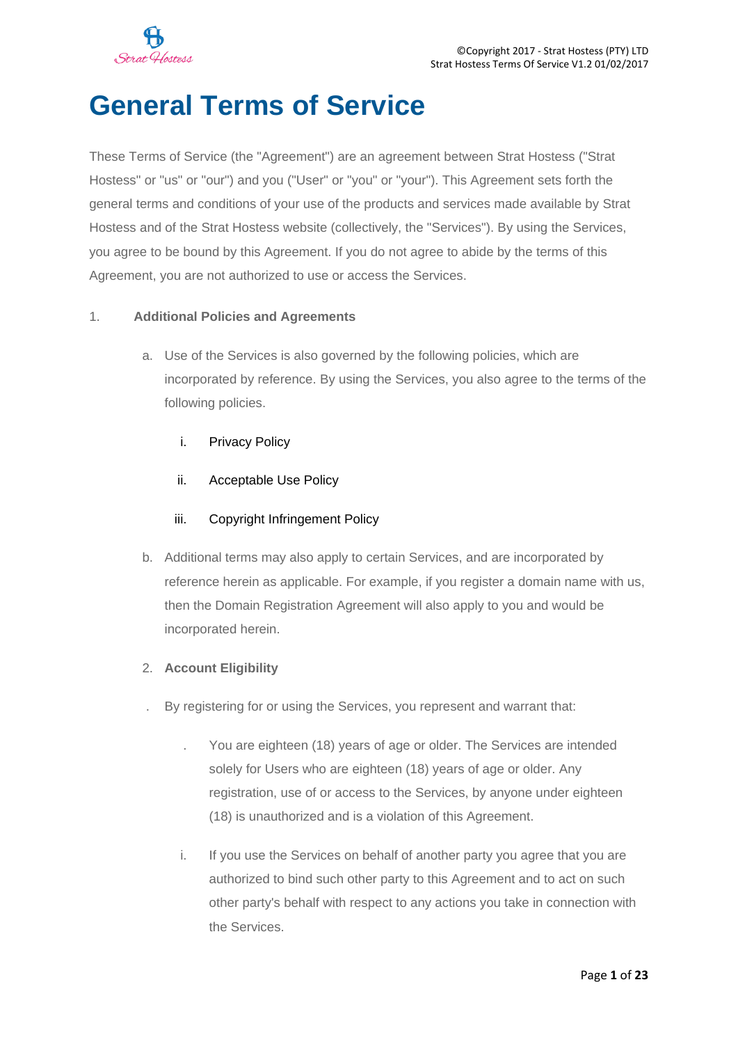# General Terms of Service

These Terms of Service (the "Agreement") are an agreement between Strat Hostess ("Strat Hostess" or "us" or "our") and you ("User" or "you" or "your"). This Agreement sets forth the general terms and conditions of your use of the products and services made available by Strat Hostess and of the Strat Hostess website (collectively, the "Services"). By using the Services, you agree to be bound by this Agreement. If you do not agree to abide by the terms of this Agreement, you are not authorized to use or access the Services.

1. **Additional Policies and Agreements**

   a. Use of the Services is also governed by the following policies, which are incorporated by reference. By using the Services, you also agree to the terms of the following policies.

      i. Privacy Policy

      ii. Acceptable Use Policy

      iii. Copyright Infringement Policy

   b. Additional terms may also apply to certain Services, and are incorporated by reference herein as applicable. For example, if you register a domain name with us, then the Domain Registration Agreement will also apply to you and would be incorporated herein.

2. **Account Eligibility**

   . By registering for or using the Services, you represent and warrant that:

      . You are eighteen (18) years of age or older. The Services are intended solely for Users who are eighteen (18) years of age or older. Any registration, use of or access to the Services, by anyone under eighteen (18) is unauthorized and is a violation of this Agreement.

      i. If you use the Services on behalf of another party you agree that you are authorized to bind such other party to this Agreement and to act on such other party's behalf with respect to any actions you take in connection with the Services.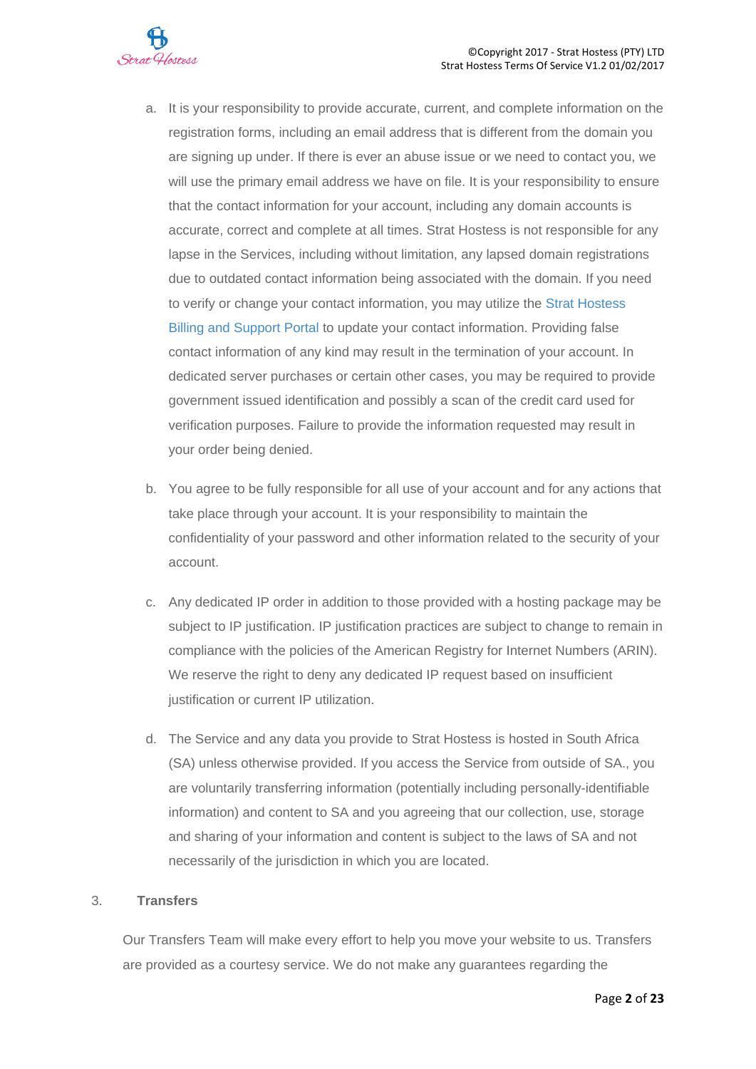a. It is your responsibility to provide accurate, current, and complete information on the registration forms, including an email address that is different from the domain you are signing up under. If there is ever an abuse issue or we need to contact you, we will use the primary email address we have on file. It is your responsibility to ensure that the contact information for your account, including any domain accounts is accurate, correct and complete at all times. Strat Hostess is not responsible for any lapse in the Services, including without limitation, any lapsed domain registrations due to outdated contact information being associated with the domain. If you need to verify or change your contact information, you may utilize the Strat Hostess Billing and Support Portal to update your contact information. Providing false contact information of any kind may result in the termination of your account. In dedicated server purchases or certain other cases, you may be required to provide government issued identification and possibly a scan of the credit card used for verification purposes. Failure to provide the information requested may result in your order being denied.

b. You agree to be fully responsible for all use of your account and for any actions that take place through your account. It is your responsibility to maintain the confidentiality of your password and other information related to the security of your account.

c. Any dedicated IP order in addition to those provided with a hosting package may be subject to IP justification. IP justification practices are subject to change to remain in compliance with the policies of the American Registry for Internet Numbers (ARIN). We reserve the right to deny any dedicated IP request based on insufficient justification or current IP utilization.

d. The Service and any data you provide to Strat Hostess is hosted in South Africa (SA) unless otherwise provided. If you access the Service from outside of SA., you are voluntarily transferring information (potentially including personally-identifiable information) and content to SA and you agreeing that our collection, use, storage and sharing of your information and content is subject to the laws of SA and not necessarily of the jurisdiction in which you are located.

## 3. Transfers

Our Transfers Team will make every effort to help you move your website to us. Transfers are provided as a courtesy service. We do not make any guarantees regarding the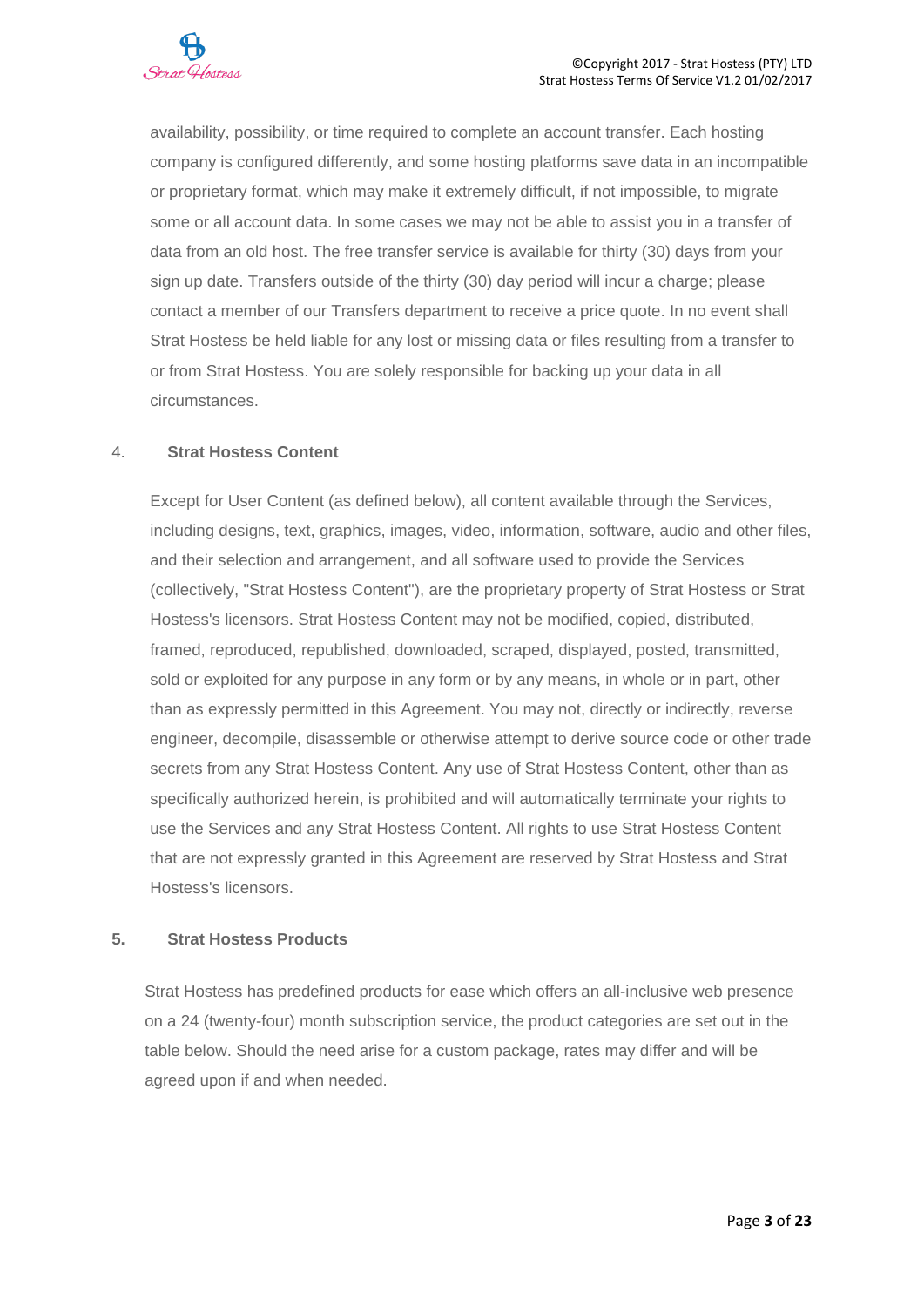availability, possibility, or time required to complete an account transfer. Each hosting company is configured differently, and some hosting platforms save data in an incompatible or proprietary format, which may make it extremely difficult, if not impossible, to migrate some or all account data. In some cases we may not be able to assist you in a transfer of data from an old host. The free transfer service is available for thirty (30) days from your sign up date. Transfers outside of the thirty (30) day period will incur a charge; please contact a member of our Transfers department to receive a price quote. In no event shall Strat Hostess be held liable for any lost or missing data or files resulting from a transfer to or from Strat Hostess. You are solely responsible for backing up your data in all circumstances.

## 4. Strat Hostess Content

Except for User Content (as defined below), all content available through the Services, including designs, text, graphics, images, video, information, software, audio and other files, and their selection and arrangement, and all software used to provide the Services (collectively, "Strat Hostess Content"), are the proprietary property of Strat Hostess or Strat Hostess's licensors. Strat Hostess Content may not be modified, copied, distributed, framed, reproduced, republished, downloaded, scraped, displayed, posted, transmitted, sold or exploited for any purpose in any form or by any means, in whole or in part, other than as expressly permitted in this Agreement. You may not, directly or indirectly, reverse engineer, decompile, disassemble or otherwise attempt to derive source code or other trade secrets from any Strat Hostess Content. Any use of Strat Hostess Content, other than as specifically authorized herein, is prohibited and will automatically terminate your rights to use the Services and any Strat Hostess Content. All rights to use Strat Hostess Content that are not expressly granted in this Agreement are reserved by Strat Hostess and Strat Hostess's licensors.

## 5. Strat Hostess Products

Strat Hostess has predefined products for ease which offers an all-inclusive web presence on a 24 (twenty-four) month subscription service, the product categories are set out in the table below. Should the need arise for a custom package, rates may differ and will be agreed upon if and when needed.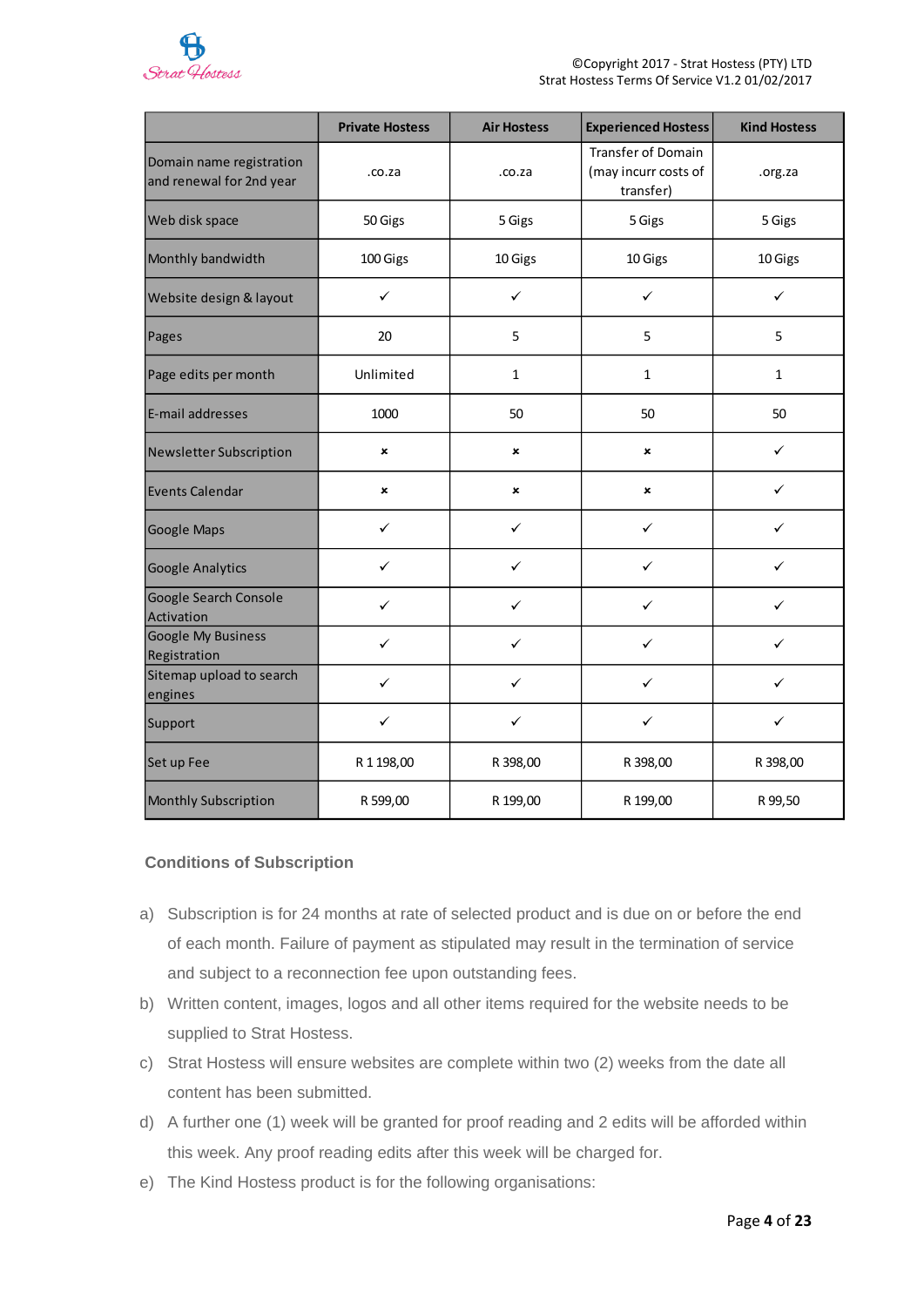| | Private Hostess | Air Hostess | Experienced Hostess | Kind Hostess |
|---|---|---|---|---|
| Domain name registration and renewal for 2nd year | .co.za | .co.za | Transfer of Domain (may incurr costs of transfer) | .org.za |
| Web disk space | 50 Gigs | 5 Gigs | 5 Gigs | 5 Gigs |
| Monthly bandwidth | 100 Gigs | 10 Gigs | 10 Gigs | 10 Gigs |
| Website design & layout | ✓ | ✓ | ✓ | ✓ |
| Pages | 20 | 5 | 5 | 5 |
| Page edits per month | Unlimited | 1 | 1 | 1 |
| E-mail addresses | 1000 | 50 | 50 | 50 |
| Newsletter Subscription | × | × | × | ✓ |
| Events Calendar | × | × | × | ✓ |
| Google Maps | ✓ | ✓ | ✓ | ✓ |
| Google Analytics | ✓ | ✓ | ✓ | ✓ |
| Google Search Console Activation | ✓ | ✓ | ✓ | ✓ |
| Google My Business Registration | ✓ | ✓ | ✓ | ✓ |
| Sitemap upload to search engines | ✓ | ✓ | ✓ | ✓ |
| Support | ✓ | ✓ | ✓ | ✓ |
| Set up Fee | R 1 198,00 | R 398,00 | R 398,00 | R 398,00 |
| Monthly Subscription | R 599,00 | R 199,00 | R 199,00 | R 99,50 |

### Conditions of Subscription

a) Subscription is for 24 months at rate of selected product and is due on or before the end of each month. Failure of payment as stipulated may result in the termination of service and subject to a reconnection fee upon outstanding fees.

b) Written content, images, logos and all other items required for the website needs to be supplied to Strat Hostess.

c) Strat Hostess will ensure websites are complete within two (2) weeks from the date all content has been submitted.

d) A further one (1) week will be granted for proof reading and 2 edits will be afforded within this week. Any proof reading edits after this week will be charged for.

e) The Kind Hostess product is for the following organisations: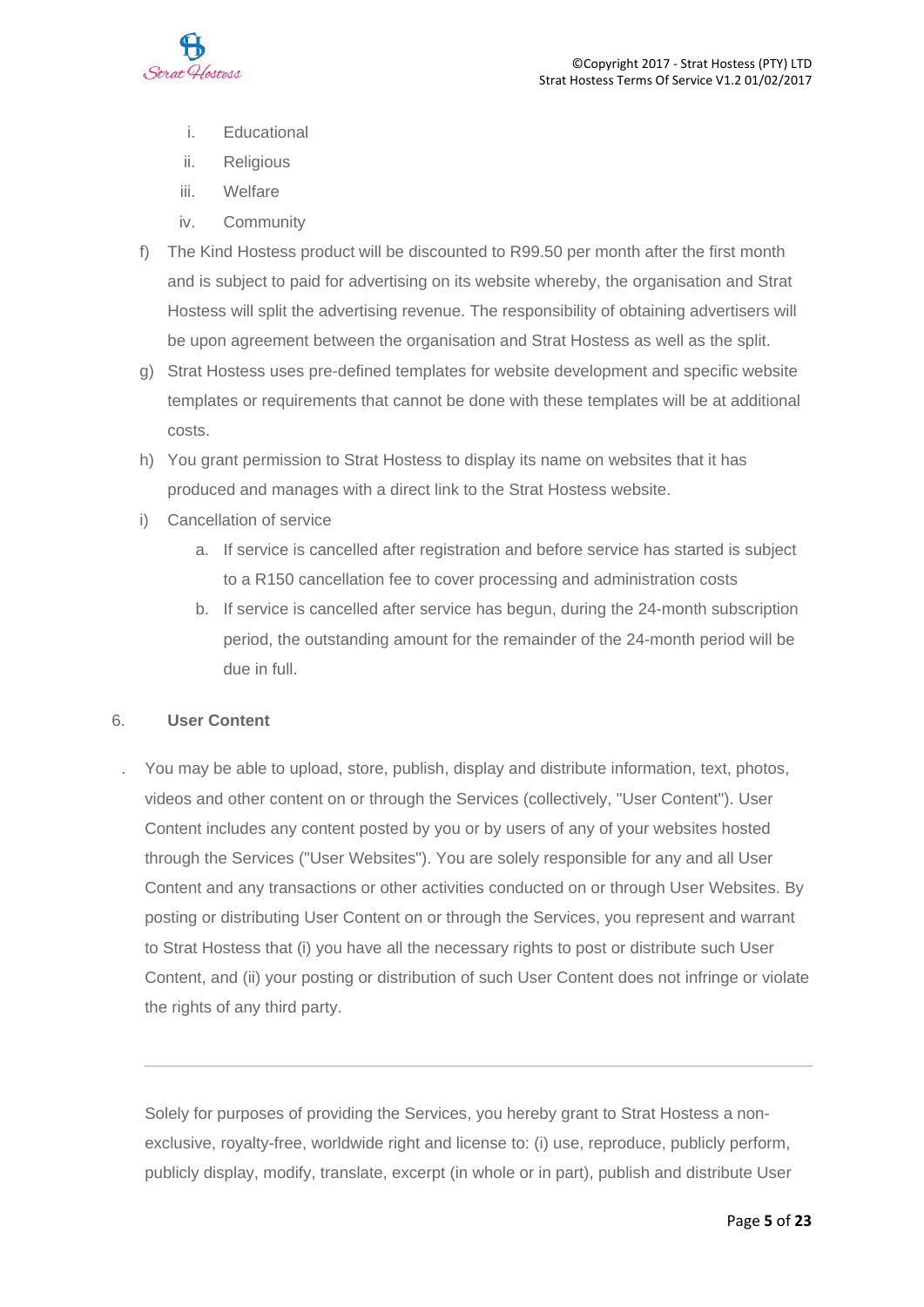i. Educational
   ii. Religious
   iii. Welfare
   iv. Community

f) The Kind Hostess product will be discounted to R99.50 per month after the first month and is subject to paid for advertising on its website whereby, the organisation and Strat Hostess will split the advertising revenue. The responsibility of obtaining advertisers will be upon agreement between the organisation and Strat Hostess as well as the split.

g) Strat Hostess uses pre-defined templates for website development and specific website templates or requirements that cannot be done with these templates will be at additional costs.

h) You grant permission to Strat Hostess to display its name on websites that it has produced and manages with a direct link to the Strat Hostess website.

i) Cancellation of service
   a. If service is cancelled after registration and before service has started is subject to a R150 cancellation fee to cover processing and administration costs
   b. If service is cancelled after service has begun, during the 24-month subscription period, the outstanding amount for the remainder of the 24-month period will be due in full.

## 6. User Content

. You may be able to upload, store, publish, display and distribute information, text, photos, videos and other content on or through the Services (collectively, "User Content"). User Content includes any content posted by you or by users of any of your websites hosted through the Services ("User Websites"). You are solely responsible for any and all User Content and any transactions or other activities conducted on or through User Websites. By posting or distributing User Content on or through the Services, you represent and warrant to Strat Hostess that (i) you have all the necessary rights to post or distribute such User Content, and (ii) your posting or distribution of such User Content does not infringe or violate the rights of any third party.

---

Solely for purposes of providing the Services, you hereby grant to Strat Hostess a non-exclusive, royalty-free, worldwide right and license to: (i) use, reproduce, publicly perform, publicly display, modify, translate, excerpt (in whole or in part), publish and distribute User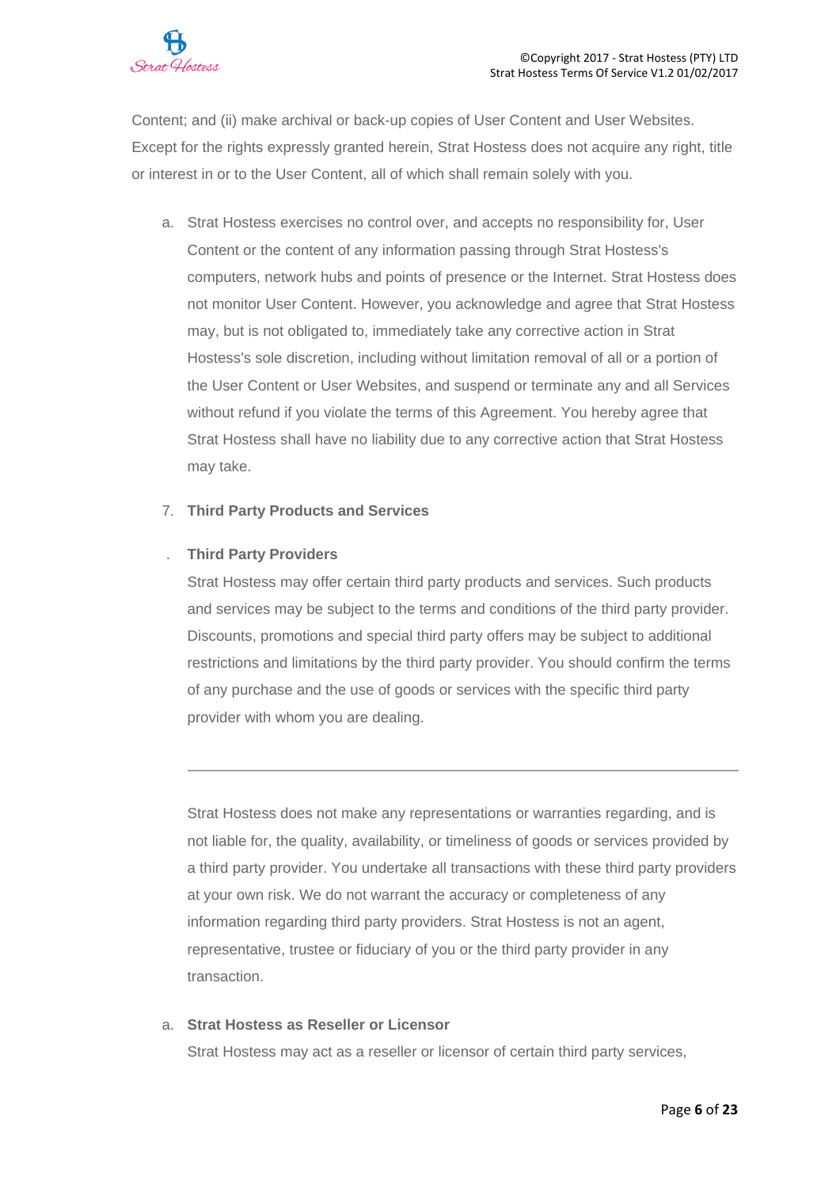Content; and (ii) make archival or back-up copies of User Content and User Websites. Except for the rights expressly granted herein, Strat Hostess does not acquire any right, title or interest in or to the User Content, all of which shall remain solely with you.

a. Strat Hostess exercises no control over, and accepts no responsibility for, User Content or the content of any information passing through Strat Hostess's computers, network hubs and points of presence or the Internet. Strat Hostess does not monitor User Content. However, you acknowledge and agree that Strat Hostess may, but is not obligated to, immediately take any corrective action in Strat Hostess's sole discretion, including without limitation removal of all or a portion of the User Content or User Websites, and suspend or terminate any and all Services without refund if you violate the terms of this Agreement. You hereby agree that Strat Hostess shall have no liability due to any corrective action that Strat Hostess may take.

7. **Third Party Products and Services**

. **Third Party Providers**

Strat Hostess may offer certain third party products and services. Such products and services may be subject to the terms and conditions of the third party provider. Discounts, promotions and special third party offers may be subject to additional restrictions and limitations by the third party provider. You should confirm the terms of any purchase and the use of goods or services with the specific third party provider with whom you are dealing.

---

Strat Hostess does not make any representations or warranties regarding, and is not liable for, the quality, availability, or timeliness of goods or services provided by a third party provider. You undertake all transactions with these third party providers at your own risk. We do not warrant the accuracy or completeness of any information regarding third party providers. Strat Hostess is not an agent, representative, trustee or fiduciary of you or the third party provider in any transaction.

a. **Strat Hostess as Reseller or Licensor**

Strat Hostess may act as a reseller or licensor of certain third party services,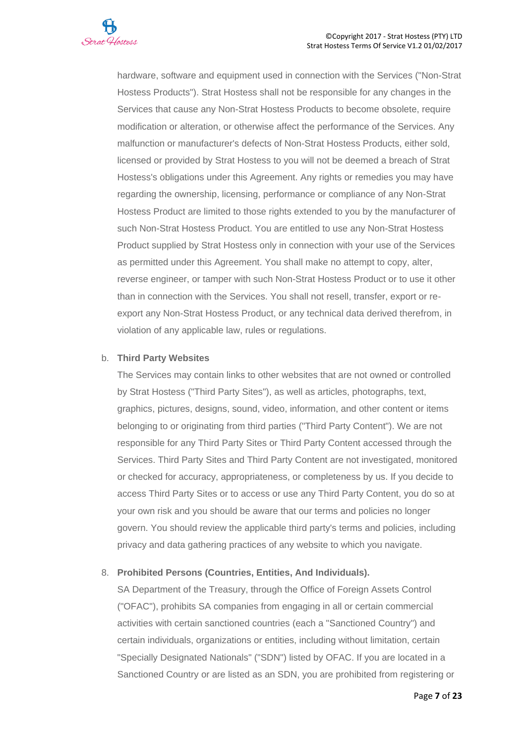hardware, software and equipment used in connection with the Services ("Non-Strat Hostess Products"). Strat Hostess shall not be responsible for any changes in the Services that cause any Non-Strat Hostess Products to become obsolete, require modification or alteration, or otherwise affect the performance of the Services. Any malfunction or manufacturer's defects of Non-Strat Hostess Products, either sold, licensed or provided by Strat Hostess to you will not be deemed a breach of Strat Hostess's obligations under this Agreement. Any rights or remedies you may have regarding the ownership, licensing, performance or compliance of any Non-Strat Hostess Product are limited to those rights extended to you by the manufacturer of such Non-Strat Hostess Product. You are entitled to use any Non-Strat Hostess Product supplied by Strat Hostess only in connection with your use of the Services as permitted under this Agreement. You shall make no attempt to copy, alter, reverse engineer, or tamper with such Non-Strat Hostess Product or to use it other than in connection with the Services. You shall not resell, transfer, export or re-export any Non-Strat Hostess Product, or any technical data derived therefrom, in violation of any applicable law, rules or regulations.

b. **Third Party Websites**

The Services may contain links to other websites that are not owned or controlled by Strat Hostess ("Third Party Sites"), as well as articles, photographs, text, graphics, pictures, designs, sound, video, information, and other content or items belonging to or originating from third parties ("Third Party Content"). We are not responsible for any Third Party Sites or Third Party Content accessed through the Services. Third Party Sites and Third Party Content are not investigated, monitored or checked for accuracy, appropriateness, or completeness by us. If you decide to access Third Party Sites or to access or use any Third Party Content, you do so at your own risk and you should be aware that our terms and policies no longer govern. You should review the applicable third party's terms and policies, including privacy and data gathering practices of any website to which you navigate.

8. **Prohibited Persons (Countries, Entities, And Individuals).**

SA Department of the Treasury, through the Office of Foreign Assets Control ("OFAC"), prohibits SA companies from engaging in all or certain commercial activities with certain sanctioned countries (each a "Sanctioned Country") and certain individuals, organizations or entities, including without limitation, certain "Specially Designated Nationals" ("SDN") listed by OFAC. If you are located in a Sanctioned Country or are listed as an SDN, you are prohibited from registering or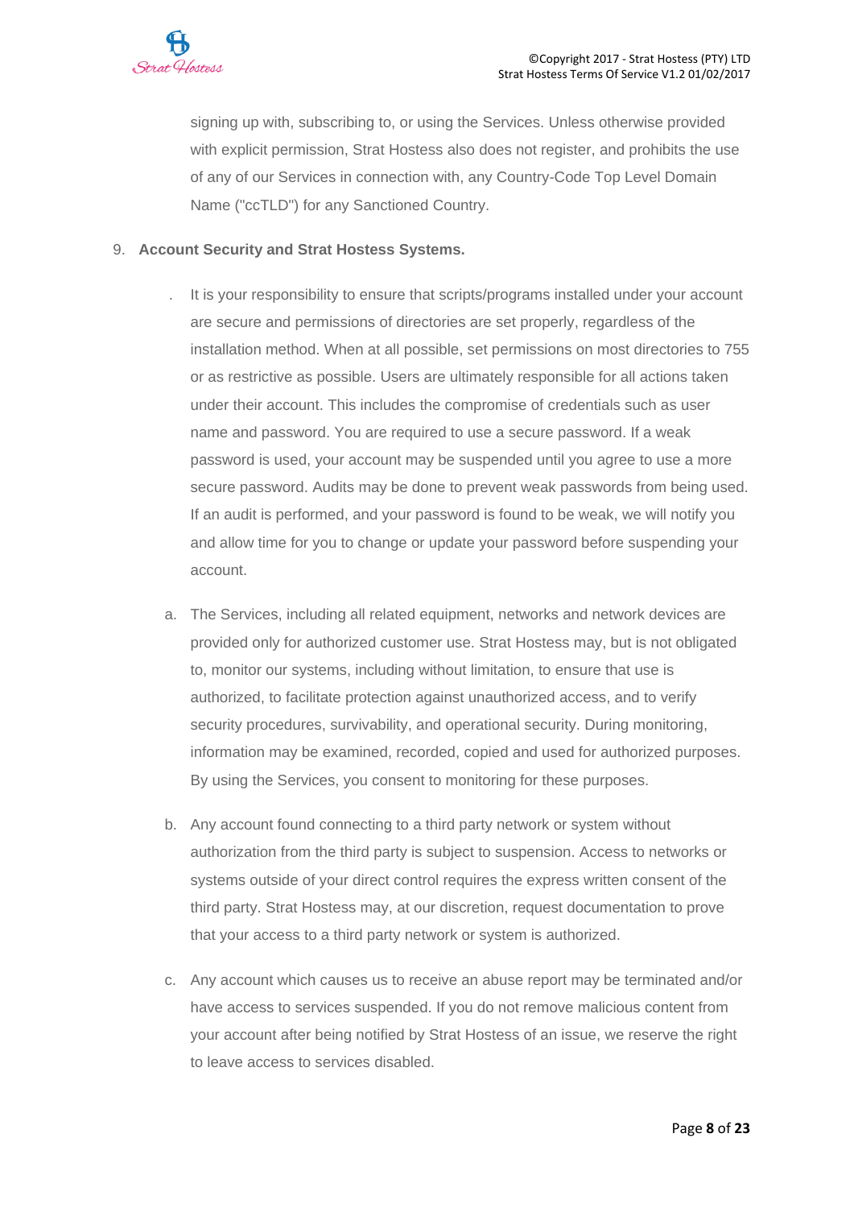signing up with, subscribing to, or using the Services. Unless otherwise provided with explicit permission, Strat Hostess also does not register, and prohibits the use of any of our Services in connection with, any Country-Code Top Level Domain Name ("ccTLD") for any Sanctioned Country.

9. **Account Security and Strat Hostess Systems.**

   . It is your responsibility to ensure that scripts/programs installed under your account are secure and permissions of directories are set properly, regardless of the installation method. When at all possible, set permissions on most directories to 755 or as restrictive as possible. Users are ultimately responsible for all actions taken under their account. This includes the compromise of credentials such as user name and password. You are required to use a secure password. If a weak password is used, your account may be suspended until you agree to use a more secure password. Audits may be done to prevent weak passwords from being used. If an audit is performed, and your password is found to be weak, we will notify you and allow time for you to change or update your password before suspending your account.

   a. The Services, including all related equipment, networks and network devices are provided only for authorized customer use. Strat Hostess may, but is not obligated to, monitor our systems, including without limitation, to ensure that use is authorized, to facilitate protection against unauthorized access, and to verify security procedures, survivability, and operational security. During monitoring, information may be examined, recorded, copied and used for authorized purposes. By using the Services, you consent to monitoring for these purposes.

   b. Any account found connecting to a third party network or system without authorization from the third party is subject to suspension. Access to networks or systems outside of your direct control requires the express written consent of the third party. Strat Hostess may, at our discretion, request documentation to prove that your access to a third party network or system is authorized.

   c. Any account which causes us to receive an abuse report may be terminated and/or have access to services suspended. If you do not remove malicious content from your account after being notified by Strat Hostess of an issue, we reserve the right to leave access to services disabled.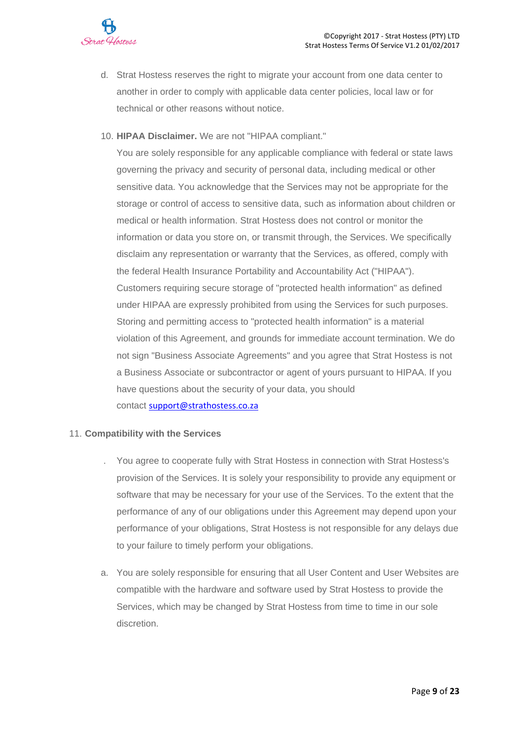d. Strat Hostess reserves the right to migrate your account from one data center to another in order to comply with applicable data center policies, local law or for technical or other reasons without notice.

10. **HIPAA Disclaimer.** We are not "HIPAA compliant."
You are solely responsible for any applicable compliance with federal or state laws governing the privacy and security of personal data, including medical or other sensitive data. You acknowledge that the Services may not be appropriate for the storage or control of access to sensitive data, such as information about children or medical or health information. Strat Hostess does not control or monitor the information or data you store on, or transmit through, the Services. We specifically disclaim any representation or warranty that the Services, as offered, comply with the federal Health Insurance Portability and Accountability Act ("HIPAA"). Customers requiring secure storage of "protected health information" as defined under HIPAA are expressly prohibited from using the Services for such purposes. Storing and permitting access to "protected health information" is a material violation of this Agreement, and grounds for immediate account termination. We do not sign "Business Associate Agreements" and you agree that Strat Hostess is not a Business Associate or subcontractor or agent of yours pursuant to HIPAA. If you have questions about the security of your data, you should contact support@strathostess.co.za

11. **Compatibility with the Services**

. You agree to cooperate fully with Strat Hostess in connection with Strat Hostess's provision of the Services. It is solely your responsibility to provide any equipment or software that may be necessary for your use of the Services. To the extent that the performance of any of our obligations under this Agreement may depend upon your performance of your obligations, Strat Hostess is not responsible for any delays due to your failure to timely perform your obligations.

a. You are solely responsible for ensuring that all User Content and User Websites are compatible with the hardware and software used by Strat Hostess to provide the Services, which may be changed by Strat Hostess from time to time in our sole discretion.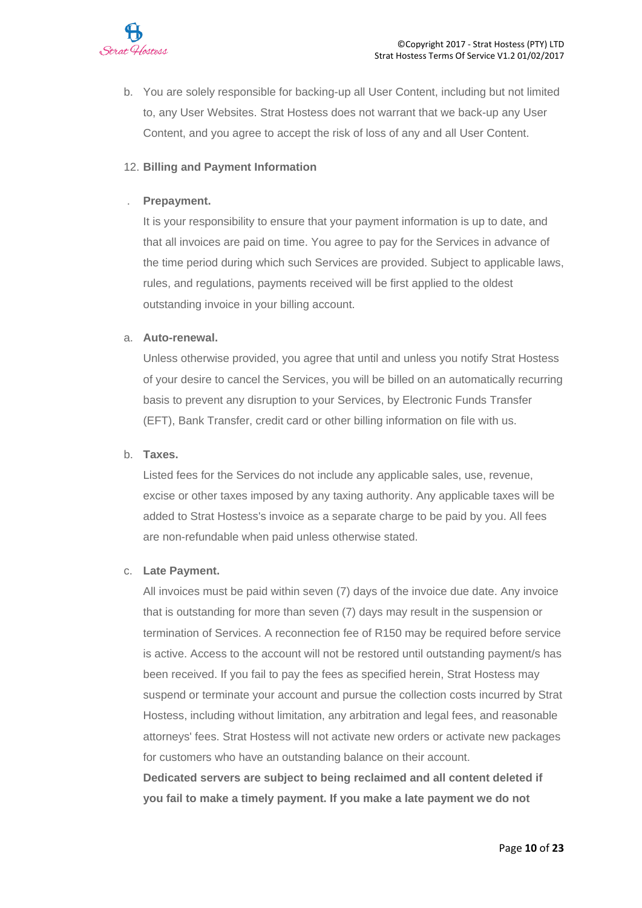b. You are solely responsible for backing-up all User Content, including but not limited to, any User Websites. Strat Hostess does not warrant that we back-up any User Content, and you agree to accept the risk of loss of any and all User Content.

12. **Billing and Payment Information**

. **Prepayment.**
It is your responsibility to ensure that your payment information is up to date, and that all invoices are paid on time. You agree to pay for the Services in advance of the time period during which such Services are provided. Subject to applicable laws, rules, and regulations, payments received will be first applied to the oldest outstanding invoice in your billing account.

a. **Auto-renewal.**
Unless otherwise provided, you agree that until and unless you notify Strat Hostess of your desire to cancel the Services, you will be billed on an automatically recurring basis to prevent any disruption to your Services, by Electronic Funds Transfer (EFT), Bank Transfer, credit card or other billing information on file with us.

b. **Taxes.**
Listed fees for the Services do not include any applicable sales, use, revenue, excise or other taxes imposed by any taxing authority. Any applicable taxes will be added to Strat Hostess's invoice as a separate charge to be paid by you. All fees are non-refundable when paid unless otherwise stated.

c. **Late Payment.**
All invoices must be paid within seven (7) days of the invoice due date. Any invoice that is outstanding for more than seven (7) days may result in the suspension or termination of Services. A reconnection fee of R150 may be required before service is active. Access to the account will not be restored until outstanding payment/s has been received. If you fail to pay the fees as specified herein, Strat Hostess may suspend or terminate your account and pursue the collection costs incurred by Strat Hostess, including without limitation, any arbitration and legal fees, and reasonable attorneys' fees. Strat Hostess will not activate new orders or activate new packages for customers who have an outstanding balance on their account.
**Dedicated servers are subject to being reclaimed and all content deleted if you fail to make a timely payment. If you make a late payment we do not**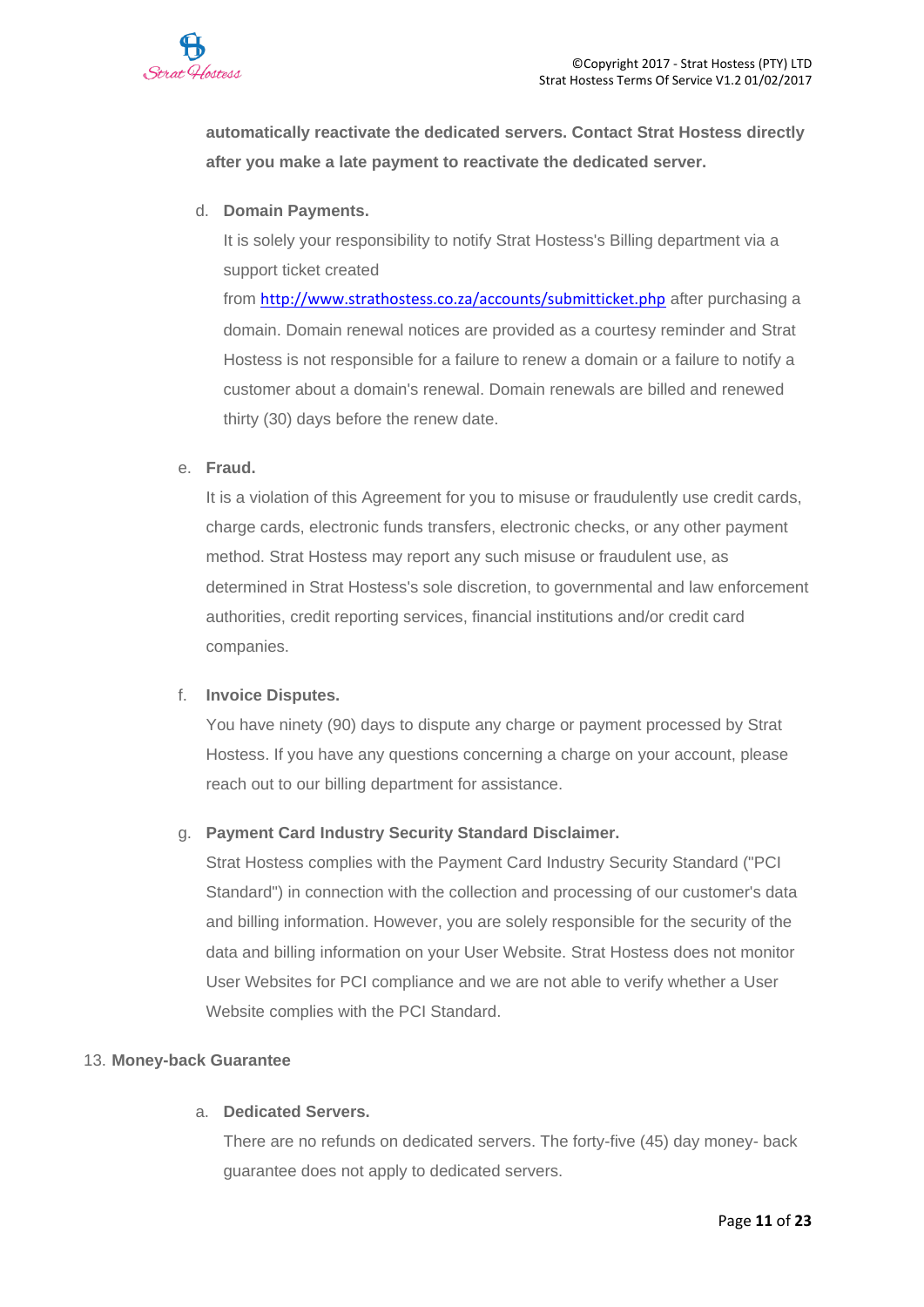**automatically reactivate the dedicated servers. Contact Strat Hostess directly after you make a late payment to reactivate the dedicated server.**

d. **Domain Payments.**

   It is solely your responsibility to notify Strat Hostess's Billing department via a support ticket created from http://www.strathostess.co.za/accounts/submitticket.php after purchasing a domain. Domain renewal notices are provided as a courtesy reminder and Strat Hostess is not responsible for a failure to renew a domain or a failure to notify a customer about a domain's renewal. Domain renewals are billed and renewed thirty (30) days before the renew date.

e. **Fraud.**

   It is a violation of this Agreement for you to misuse or fraudulently use credit cards, charge cards, electronic funds transfers, electronic checks, or any other payment method. Strat Hostess may report any such misuse or fraudulent use, as determined in Strat Hostess's sole discretion, to governmental and law enforcement authorities, credit reporting services, financial institutions and/or credit card companies.

f. **Invoice Disputes.**

   You have ninety (90) days to dispute any charge or payment processed by Strat Hostess. If you have any questions concerning a charge on your account, please reach out to our billing department for assistance.

g. **Payment Card Industry Security Standard Disclaimer.**

   Strat Hostess complies with the Payment Card Industry Security Standard ("PCI Standard") in connection with the collection and processing of our customer's data and billing information. However, you are solely responsible for the security of the data and billing information on your User Website. Strat Hostess does not monitor User Websites for PCI compliance and we are not able to verify whether a User Website complies with the PCI Standard.

13. **Money-back Guarantee**

   a. **Dedicated Servers.**

      There are no refunds on dedicated servers. The forty-five (45) day money- back guarantee does not apply to dedicated servers.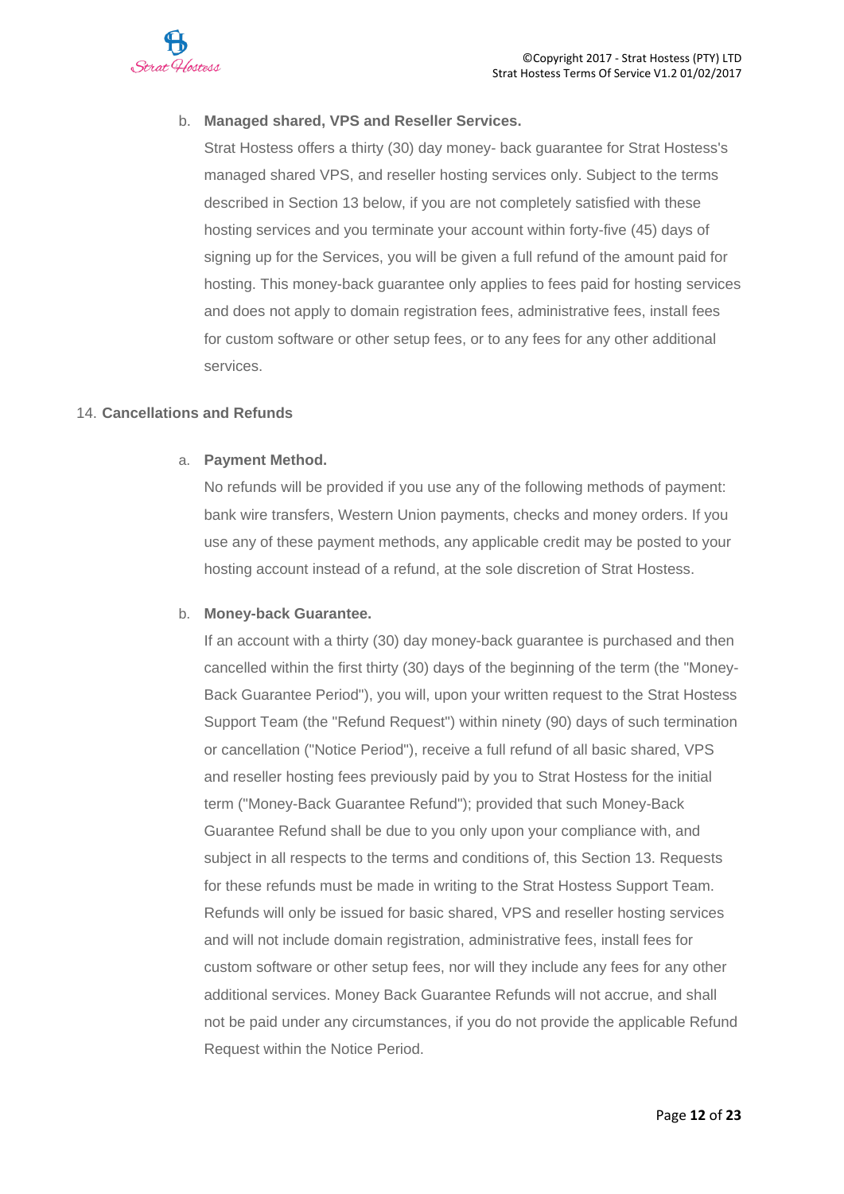b. **Managed shared, VPS and Reseller Services.**

Strat Hostess offers a thirty (30) day money- back guarantee for Strat Hostess's managed shared VPS, and reseller hosting services only. Subject to the terms described in Section 13 below, if you are not completely satisfied with these hosting services and you terminate your account within forty-five (45) days of signing up for the Services, you will be given a full refund of the amount paid for hosting. This money-back guarantee only applies to fees paid for hosting services and does not apply to domain registration fees, administrative fees, install fees for custom software or other setup fees, or to any fees for any other additional services.

## 14. Cancellations and Refunds

a. **Payment Method.**

No refunds will be provided if you use any of the following methods of payment: bank wire transfers, Western Union payments, checks and money orders. If you use any of these payment methods, any applicable credit may be posted to your hosting account instead of a refund, at the sole discretion of Strat Hostess.

b. **Money-back Guarantee.**

If an account with a thirty (30) day money-back guarantee is purchased and then cancelled within the first thirty (30) days of the beginning of the term (the "Money-Back Guarantee Period"), you will, upon your written request to the Strat Hostess Support Team (the "Refund Request") within ninety (90) days of such termination or cancellation ("Notice Period"), receive a full refund of all basic shared, VPS and reseller hosting fees previously paid by you to Strat Hostess for the initial term ("Money-Back Guarantee Refund"); provided that such Money-Back Guarantee Refund shall be due to you only upon your compliance with, and subject in all respects to the terms and conditions of, this Section 13. Requests for these refunds must be made in writing to the Strat Hostess Support Team. Refunds will only be issued for basic shared, VPS and reseller hosting services and will not include domain registration, administrative fees, install fees for custom software or other setup fees, nor will they include any fees for any other additional services. Money Back Guarantee Refunds will not accrue, and shall not be paid under any circumstances, if you do not provide the applicable Refund Request within the Notice Period.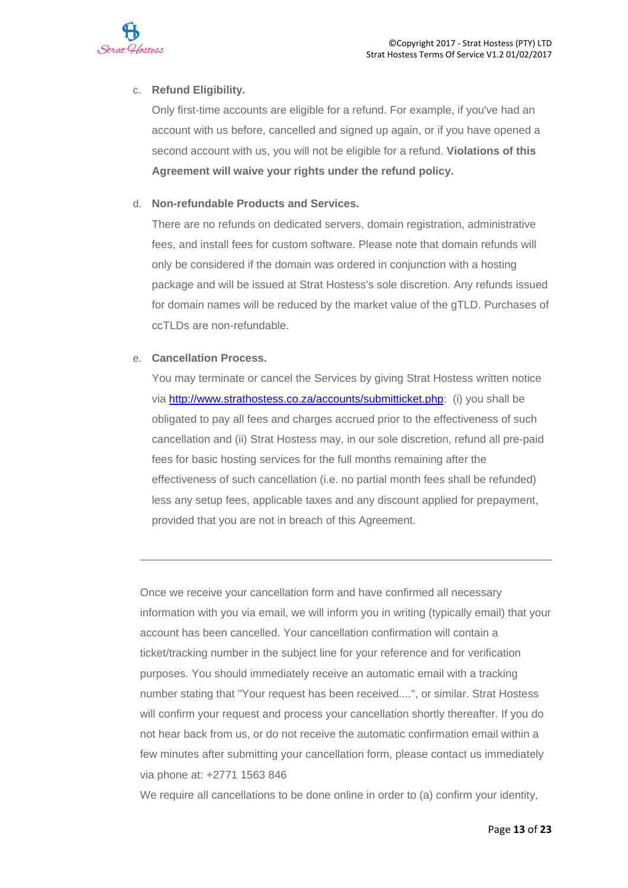c. **Refund Eligibility.**

Only first-time accounts are eligible for a refund. For example, if you've had an account with us before, cancelled and signed up again, or if you have opened a second account with us, you will not be eligible for a refund. **Violations of this Agreement will waive your rights under the refund policy.**

d. **Non-refundable Products and Services.**

There are no refunds on dedicated servers, domain registration, administrative fees, and install fees for custom software. Please note that domain refunds will only be considered if the domain was ordered in conjunction with a hosting package and will be issued at Strat Hostess's sole discretion. Any refunds issued for domain names will be reduced by the market value of the gTLD. Purchases of ccTLDs are non-refundable.

e. **Cancellation Process.**

You may terminate or cancel the Services by giving Strat Hostess written notice via [http://www.strathostess.co.za/accounts/submitticket.php](http://www.strathostess.co.za/accounts/submitticket.php): (i) you shall be obligated to pay all fees and charges accrued prior to the effectiveness of such cancellation and (ii) Strat Hostess may, in our sole discretion, refund all pre-paid fees for basic hosting services for the full months remaining after the effectiveness of such cancellation (i.e. no partial month fees shall be refunded) less any setup fees, applicable taxes and any discount applied for prepayment, provided that you are not in breach of this Agreement.

---

Once we receive your cancellation form and have confirmed all necessary information with you via email, we will inform you in writing (typically email) that your account has been cancelled. Your cancellation confirmation will contain a ticket/tracking number in the subject line for your reference and for verification purposes. You should immediately receive an automatic email with a tracking number stating that "Your request has been received....", or similar. Strat Hostess will confirm your request and process your cancellation shortly thereafter. If you do not hear back from us, or do not receive the automatic confirmation email within a few minutes after submitting your cancellation form, please contact us immediately via phone at: +2771 1563 846

We require all cancellations to be done online in order to (a) confirm your identity,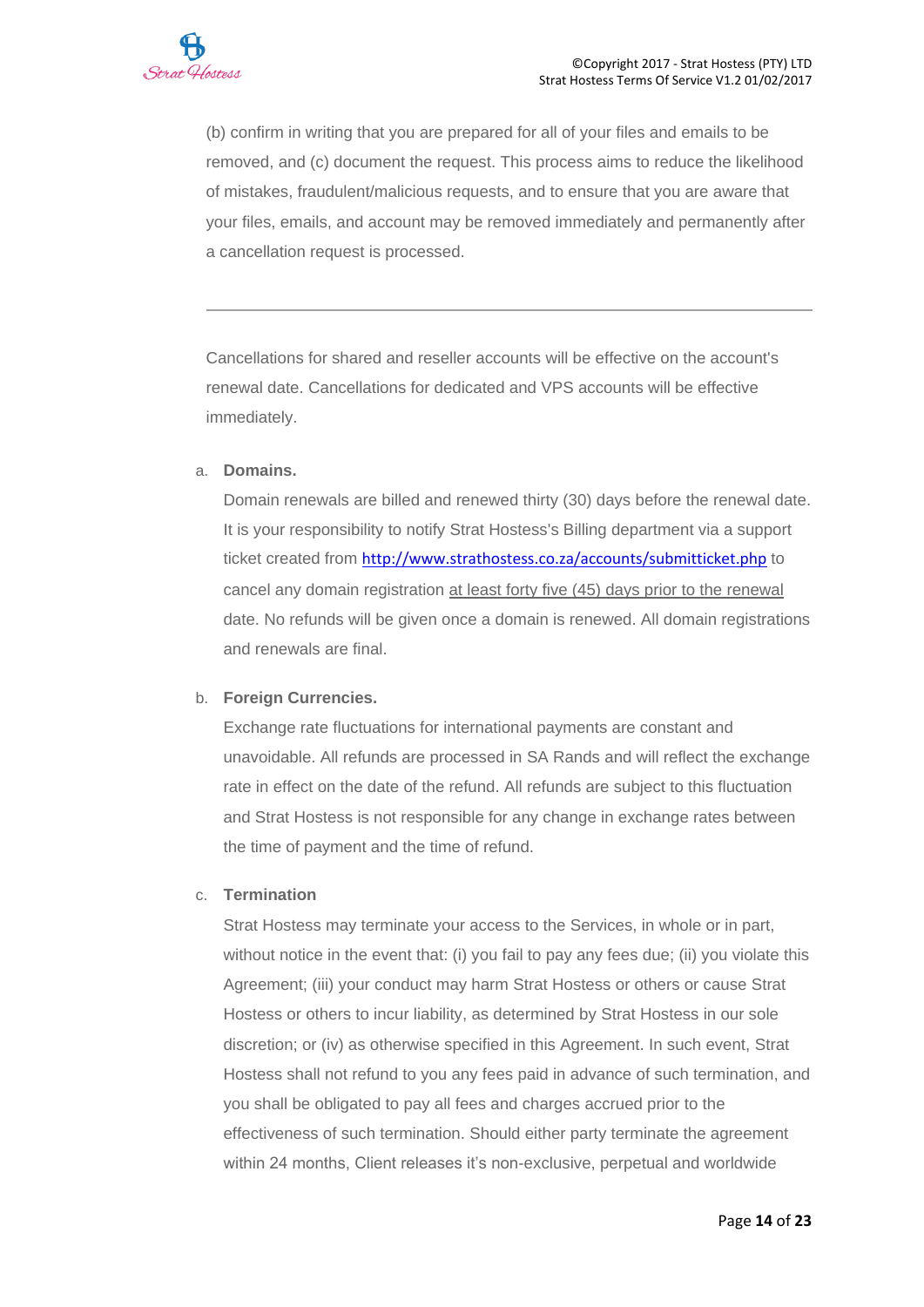(b) confirm in writing that you are prepared for all of your files and emails to be removed, and (c) document the request. This process aims to reduce the likelihood of mistakes, fraudulent/malicious requests, and to ensure that you are aware that your files, emails, and account may be removed immediately and permanently after a cancellation request is processed.

---

Cancellations for shared and reseller accounts will be effective on the account's renewal date. Cancellations for dedicated and VPS accounts will be effective immediately.

a. **Domains.**

   Domain renewals are billed and renewed thirty (30) days before the renewal date. It is your responsibility to notify Strat Hostess's Billing department via a support ticket created from http://www.strathostess.co.za/accounts/submitticket.php to cancel any domain registration at least forty five (45) days prior to the renewal date. No refunds will be given once a domain is renewed. All domain registrations and renewals are final.

b. **Foreign Currencies.**

   Exchange rate fluctuations for international payments are constant and unavoidable. All refunds are processed in SA Rands and will reflect the exchange rate in effect on the date of the refund. All refunds are subject to this fluctuation and Strat Hostess is not responsible for any change in exchange rates between the time of payment and the time of refund.

c. **Termination**

   Strat Hostess may terminate your access to the Services, in whole or in part, without notice in the event that: (i) you fail to pay any fees due; (ii) you violate this Agreement; (iii) your conduct may harm Strat Hostess or others or cause Strat Hostess or others to incur liability, as determined by Strat Hostess in our sole discretion; or (iv) as otherwise specified in this Agreement. In such event, Strat Hostess shall not refund to you any fees paid in advance of such termination, and you shall be obligated to pay all fees and charges accrued prior to the effectiveness of such termination. Should either party terminate the agreement within 24 months, Client releases it's non-exclusive, perpetual and worldwide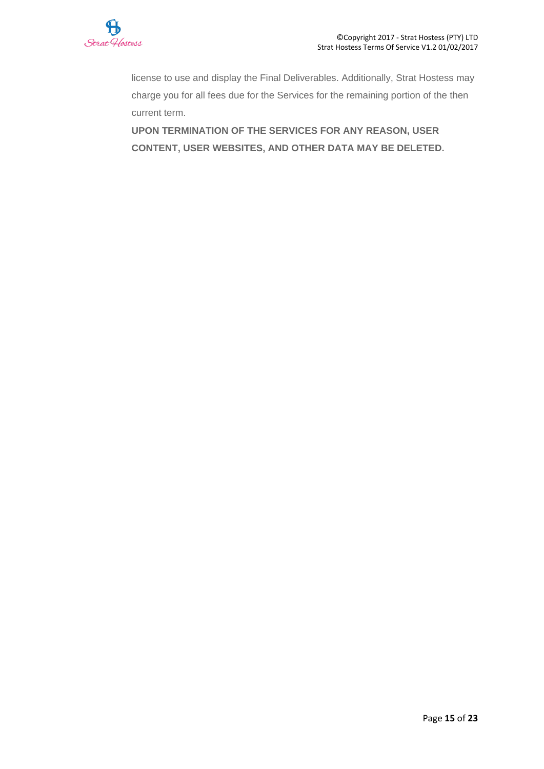license to use and display the Final Deliverables. Additionally, Strat Hostess may charge you for all fees due for the Services for the remaining portion of the then current term.

**UPON TERMINATION OF THE SERVICES FOR ANY REASON, USER CONTENT, USER WEBSITES, AND OTHER DATA MAY BE DELETED.**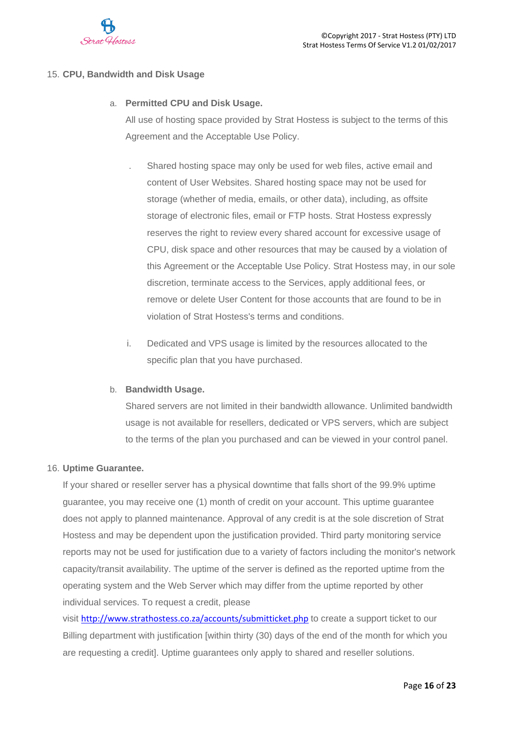15. **CPU, Bandwidth and Disk Usage**

    a. **Permitted CPU and Disk Usage.**
    All use of hosting space provided by Strat Hostess is subject to the terms of this Agreement and the Acceptable Use Policy.

    . Shared hosting space may only be used for web files, active email and content of User Websites. Shared hosting space may not be used for storage (whether of media, emails, or other data), including, as offsite storage of electronic files, email or FTP hosts. Strat Hostess expressly reserves the right to review every shared account for excessive usage of CPU, disk space and other resources that may be caused by a violation of this Agreement or the Acceptable Use Policy. Strat Hostess may, in our sole discretion, terminate access to the Services, apply additional fees, or remove or delete User Content for those accounts that are found to be in violation of Strat Hostess's terms and conditions.

    i. Dedicated and VPS usage is limited by the resources allocated to the specific plan that you have purchased.

    b. **Bandwidth Usage.**
    Shared servers are not limited in their bandwidth allowance. Unlimited bandwidth usage is not available for resellers, dedicated or VPS servers, which are subject to the terms of the plan you purchased and can be viewed in your control panel.

16. **Uptime Guarantee.**
    If your shared or reseller server has a physical downtime that falls short of the 99.9% uptime guarantee, you may receive one (1) month of credit on your account. This uptime guarantee does not apply to planned maintenance. Approval of any credit is at the sole discretion of Strat Hostess and may be dependent upon the justification provided. Third party monitoring service reports may not be used for justification due to a variety of factors including the monitor's network capacity/transit availability. The uptime of the server is defined as the reported uptime from the operating system and the Web Server which may differ from the uptime reported by other individual services. To request a credit, please visit http://www.strathostess.co.za/accounts/submitticket.php to create a support ticket to our Billing department with justification [within thirty (30) days of the end of the month for which you are requesting a credit]. Uptime guarantees only apply to shared and reseller solutions.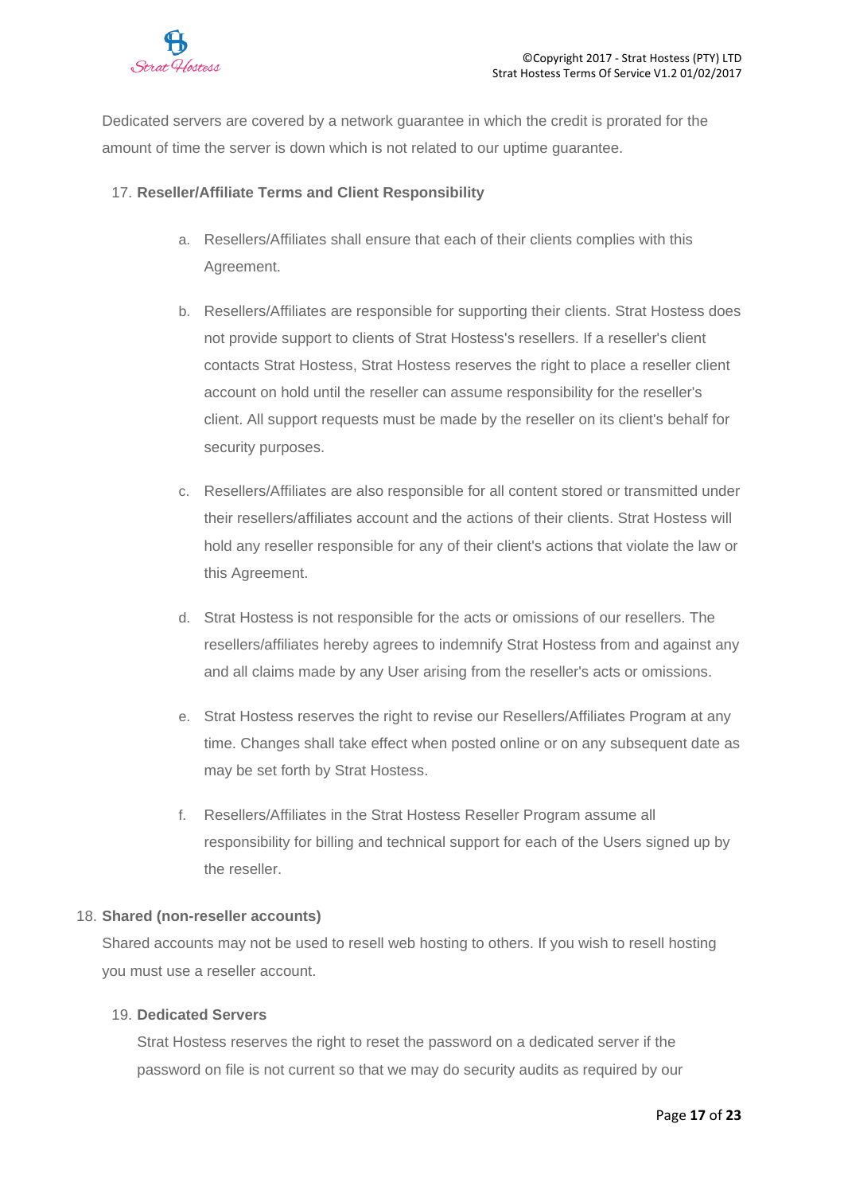Dedicated servers are covered by a network guarantee in which the credit is prorated for the amount of time the server is down which is not related to our uptime guarantee.

17. **Reseller/Affiliate Terms and Client Responsibility**

   a. Resellers/Affiliates shall ensure that each of their clients complies with this Agreement.

   b. Resellers/Affiliates are responsible for supporting their clients. Strat Hostess does not provide support to clients of Strat Hostess's resellers. If a reseller's client contacts Strat Hostess, Strat Hostess reserves the right to place a reseller client account on hold until the reseller can assume responsibility for the reseller's client. All support requests must be made by the reseller on its client's behalf for security purposes.

   c. Resellers/Affiliates are also responsible for all content stored or transmitted under their resellers/affiliates account and the actions of their clients. Strat Hostess will hold any reseller responsible for any of their client's actions that violate the law or this Agreement.

   d. Strat Hostess is not responsible for the acts or omissions of our resellers. The resellers/affiliates hereby agrees to indemnify Strat Hostess from and against any and all claims made by any User arising from the reseller's acts or omissions.

   e. Strat Hostess reserves the right to revise our Resellers/Affiliates Program at any time. Changes shall take effect when posted online or on any subsequent date as may be set forth by Strat Hostess.

   f. Resellers/Affiliates in the Strat Hostess Reseller Program assume all responsibility for billing and technical support for each of the Users signed up by the reseller.

18. **Shared (non-reseller accounts)**

   Shared accounts may not be used to resell web hosting to others. If you wish to resell hosting you must use a reseller account.

19. **Dedicated Servers**

   Strat Hostess reserves the right to reset the password on a dedicated server if the password on file is not current so that we may do security audits as required by our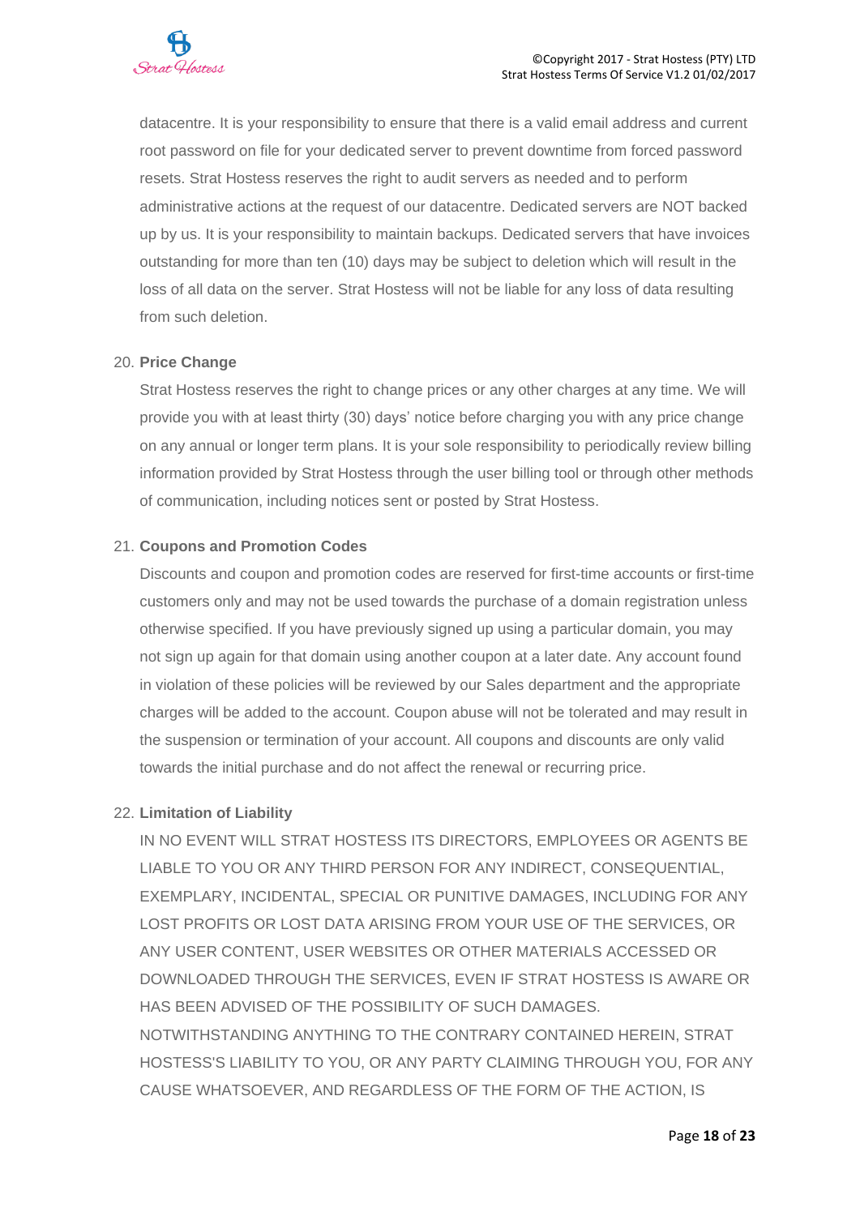datacentre. It is your responsibility to ensure that there is a valid email address and current root password on file for your dedicated server to prevent downtime from forced password resets. Strat Hostess reserves the right to audit servers as needed and to perform administrative actions at the request of our datacentre. Dedicated servers are NOT backed up by us. It is your responsibility to maintain backups. Dedicated servers that have invoices outstanding for more than ten (10) days may be subject to deletion which will result in the loss of all data on the server. Strat Hostess will not be liable for any loss of data resulting from such deletion.

20. **Price Change**

    Strat Hostess reserves the right to change prices or any other charges at any time. We will provide you with at least thirty (30) days' notice before charging you with any price change on any annual or longer term plans. It is your sole responsibility to periodically review billing information provided by Strat Hostess through the user billing tool or through other methods of communication, including notices sent or posted by Strat Hostess.

21. **Coupons and Promotion Codes**

    Discounts and coupon and promotion codes are reserved for first-time accounts or first-time customers only and may not be used towards the purchase of a domain registration unless otherwise specified. If you have previously signed up using a particular domain, you may not sign up again for that domain using another coupon at a later date. Any account found in violation of these policies will be reviewed by our Sales department and the appropriate charges will be added to the account. Coupon abuse will not be tolerated and may result in the suspension or termination of your account. All coupons and discounts are only valid towards the initial purchase and do not affect the renewal or recurring price.

22. **Limitation of Liability**

    IN NO EVENT WILL STRAT HOSTESS ITS DIRECTORS, EMPLOYEES OR AGENTS BE LIABLE TO YOU OR ANY THIRD PERSON FOR ANY INDIRECT, CONSEQUENTIAL, EXEMPLARY, INCIDENTAL, SPECIAL OR PUNITIVE DAMAGES, INCLUDING FOR ANY LOST PROFITS OR LOST DATA ARISING FROM YOUR USE OF THE SERVICES, OR ANY USER CONTENT, USER WEBSITES OR OTHER MATERIALS ACCESSED OR DOWNLOADED THROUGH THE SERVICES, EVEN IF STRAT HOSTESS IS AWARE OR HAS BEEN ADVISED OF THE POSSIBILITY OF SUCH DAMAGES. NOTWITHSTANDING ANYTHING TO THE CONTRARY CONTAINED HEREIN, STRAT HOSTESS'S LIABILITY TO YOU, OR ANY PARTY CLAIMING THROUGH YOU, FOR ANY CAUSE WHATSOEVER, AND REGARDLESS OF THE FORM OF THE ACTION, IS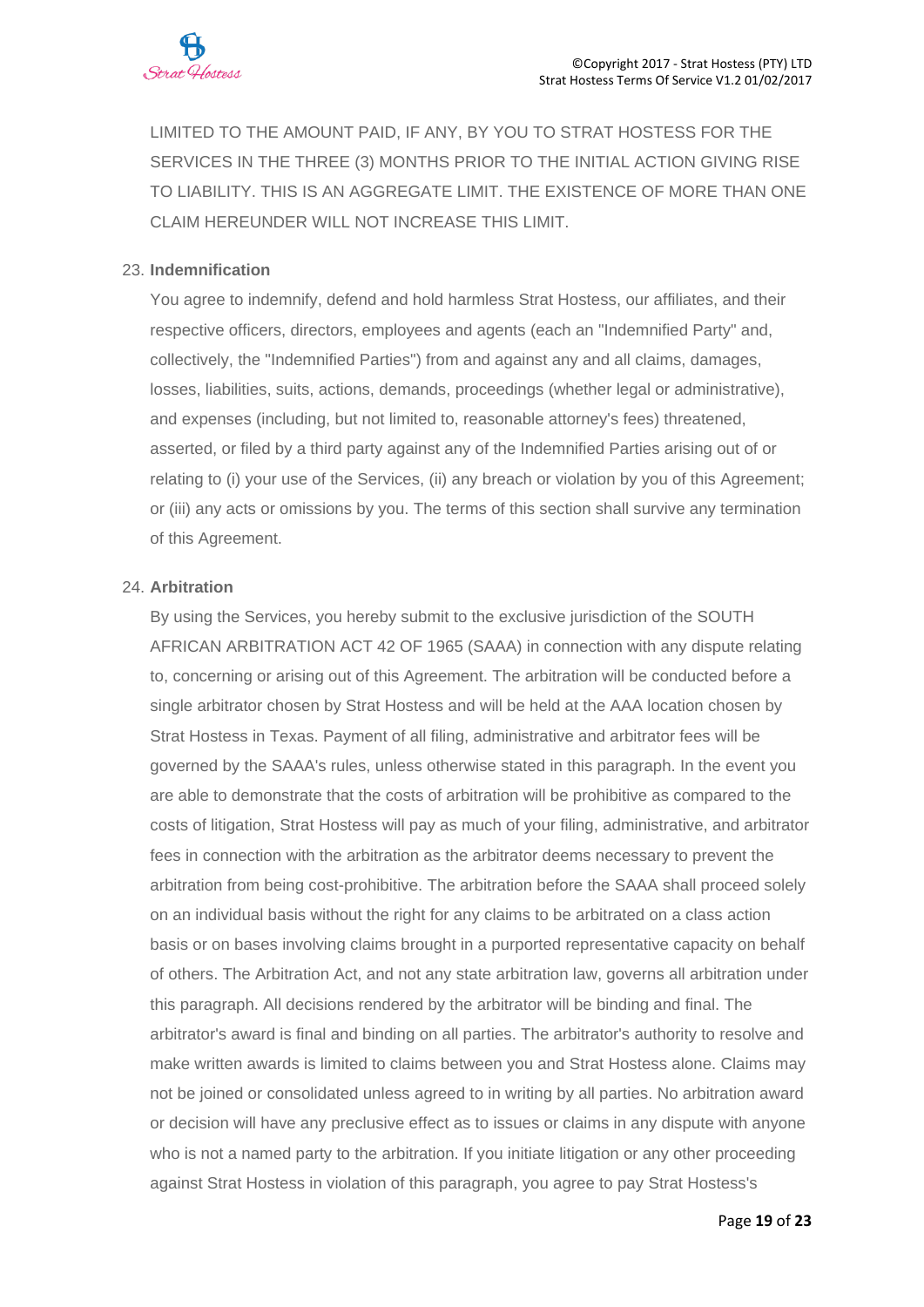LIMITED TO THE AMOUNT PAID, IF ANY, BY YOU TO STRAT HOSTESS FOR THE SERVICES IN THE THREE (3) MONTHS PRIOR TO THE INITIAL ACTION GIVING RISE TO LIABILITY. THIS IS AN AGGREGATE LIMIT. THE EXISTENCE OF MORE THAN ONE CLAIM HEREUNDER WILL NOT INCREASE THIS LIMIT.

23. **Indemnification**

You agree to indemnify, defend and hold harmless Strat Hostess, our affiliates, and their respective officers, directors, employees and agents (each an "Indemnified Party" and, collectively, the "Indemnified Parties") from and against any and all claims, damages, losses, liabilities, suits, actions, demands, proceedings (whether legal or administrative), and expenses (including, but not limited to, reasonable attorney's fees) threatened, asserted, or filed by a third party against any of the Indemnified Parties arising out of or relating to (i) your use of the Services, (ii) any breach or violation by you of this Agreement; or (iii) any acts or omissions by you. The terms of this section shall survive any termination of this Agreement.

24. **Arbitration**

By using the Services, you hereby submit to the exclusive jurisdiction of the SOUTH AFRICAN ARBITRATION ACT 42 OF 1965 (SAAA) in connection with any dispute relating to, concerning or arising out of this Agreement. The arbitration will be conducted before a single arbitrator chosen by Strat Hostess and will be held at the AAA location chosen by Strat Hostess in Texas. Payment of all filing, administrative and arbitrator fees will be governed by the SAAA's rules, unless otherwise stated in this paragraph. In the event you are able to demonstrate that the costs of arbitration will be prohibitive as compared to the costs of litigation, Strat Hostess will pay as much of your filing, administrative, and arbitrator fees in connection with the arbitration as the arbitrator deems necessary to prevent the arbitration from being cost-prohibitive. The arbitration before the SAAA shall proceed solely on an individual basis without the right for any claims to be arbitrated on a class action basis or on bases involving claims brought in a purported representative capacity on behalf of others. The Arbitration Act, and not any state arbitration law, governs all arbitration under this paragraph. All decisions rendered by the arbitrator will be binding and final. The arbitrator's award is final and binding on all parties. The arbitrator's authority to resolve and make written awards is limited to claims between you and Strat Hostess alone. Claims may not be joined or consolidated unless agreed to in writing by all parties. No arbitration award or decision will have any preclusive effect as to issues or claims in any dispute with anyone who is not a named party to the arbitration. If you initiate litigation or any other proceeding against Strat Hostess in violation of this paragraph, you agree to pay Strat Hostess's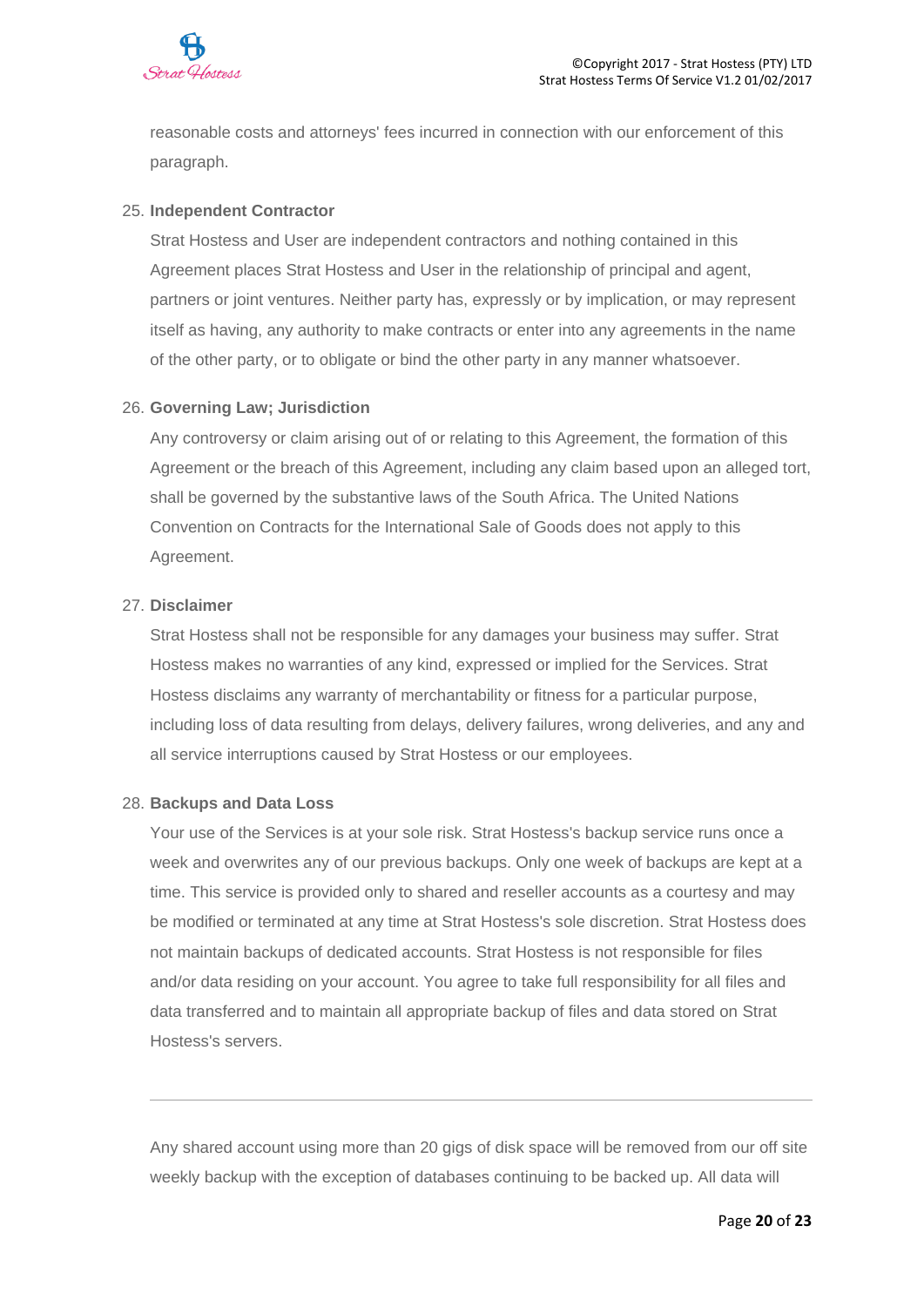reasonable costs and attorneys' fees incurred in connection with our enforcement of this paragraph.

25. **Independent Contractor**

    Strat Hostess and User are independent contractors and nothing contained in this Agreement places Strat Hostess and User in the relationship of principal and agent, partners or joint ventures. Neither party has, expressly or by implication, or may represent itself as having, any authority to make contracts or enter into any agreements in the name of the other party, or to obligate or bind the other party in any manner whatsoever.

26. **Governing Law; Jurisdiction**

    Any controversy or claim arising out of or relating to this Agreement, the formation of this Agreement or the breach of this Agreement, including any claim based upon an alleged tort, shall be governed by the substantive laws of the South Africa. The United Nations Convention on Contracts for the International Sale of Goods does not apply to this Agreement.

27. **Disclaimer**

    Strat Hostess shall not be responsible for any damages your business may suffer. Strat Hostess makes no warranties of any kind, expressed or implied for the Services. Strat Hostess disclaims any warranty of merchantability or fitness for a particular purpose, including loss of data resulting from delays, delivery failures, wrong deliveries, and any and all service interruptions caused by Strat Hostess or our employees.

28. **Backups and Data Loss**

    Your use of the Services is at your sole risk. Strat Hostess's backup service runs once a week and overwrites any of our previous backups. Only one week of backups are kept at a time. This service is provided only to shared and reseller accounts as a courtesy and may be modified or terminated at any time at Strat Hostess's sole discretion. Strat Hostess does not maintain backups of dedicated accounts. Strat Hostess is not responsible for files and/or data residing on your account. You agree to take full responsibility for all files and data transferred and to maintain all appropriate backup of files and data stored on Strat Hostess's servers.

---

Any shared account using more than 20 gigs of disk space will be removed from our off site weekly backup with the exception of databases continuing to be backed up. All data will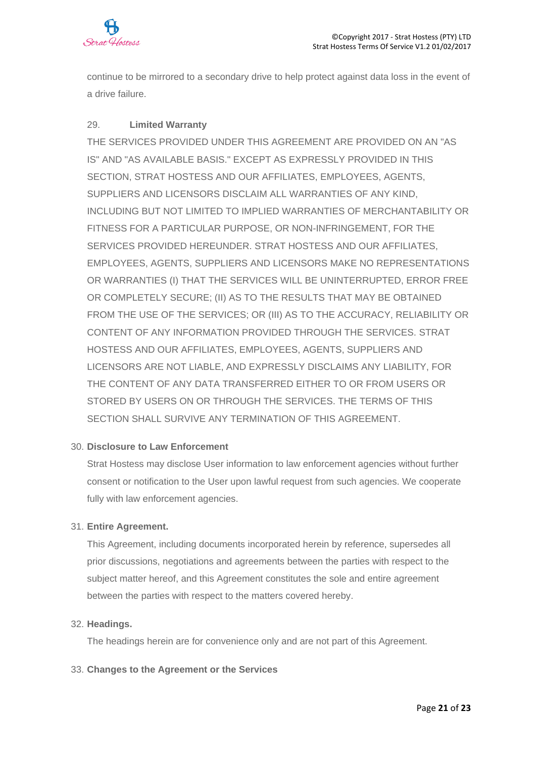continue to be mirrored to a secondary drive to help protect against data loss in the event of a drive failure.

29. **Limited Warranty**

THE SERVICES PROVIDED UNDER THIS AGREEMENT ARE PROVIDED ON AN "AS IS" AND "AS AVAILABLE BASIS." EXCEPT AS EXPRESSLY PROVIDED IN THIS SECTION, STRAT HOSTESS AND OUR AFFILIATES, EMPLOYEES, AGENTS, SUPPLIERS AND LICENSORS DISCLAIM ALL WARRANTIES OF ANY KIND, INCLUDING BUT NOT LIMITED TO IMPLIED WARRANTIES OF MERCHANTABILITY OR FITNESS FOR A PARTICULAR PURPOSE, OR NON-INFRINGEMENT, FOR THE SERVICES PROVIDED HEREUNDER. STRAT HOSTESS AND OUR AFFILIATES, EMPLOYEES, AGENTS, SUPPLIERS AND LICENSORS MAKE NO REPRESENTATIONS OR WARRANTIES (I) THAT THE SERVICES WILL BE UNINTERRUPTED, ERROR FREE OR COMPLETELY SECURE; (II) AS TO THE RESULTS THAT MAY BE OBTAINED FROM THE USE OF THE SERVICES; OR (III) AS TO THE ACCURACY, RELIABILITY OR CONTENT OF ANY INFORMATION PROVIDED THROUGH THE SERVICES. STRAT HOSTESS AND OUR AFFILIATES, EMPLOYEES, AGENTS, SUPPLIERS AND LICENSORS ARE NOT LIABLE, AND EXPRESSLY DISCLAIMS ANY LIABILITY, FOR THE CONTENT OF ANY DATA TRANSFERRED EITHER TO OR FROM USERS OR STORED BY USERS ON OR THROUGH THE SERVICES. THE TERMS OF THIS SECTION SHALL SURVIVE ANY TERMINATION OF THIS AGREEMENT.

30. **Disclosure to Law Enforcement**

Strat Hostess may disclose User information to law enforcement agencies without further consent or notification to the User upon lawful request from such agencies. We cooperate fully with law enforcement agencies.

31. **Entire Agreement.**

This Agreement, including documents incorporated herein by reference, supersedes all prior discussions, negotiations and agreements between the parties with respect to the subject matter hereof, and this Agreement constitutes the sole and entire agreement between the parties with respect to the matters covered hereby.

32. **Headings.**

The headings herein are for convenience only and are not part of this Agreement.

33. **Changes to the Agreement or the Services**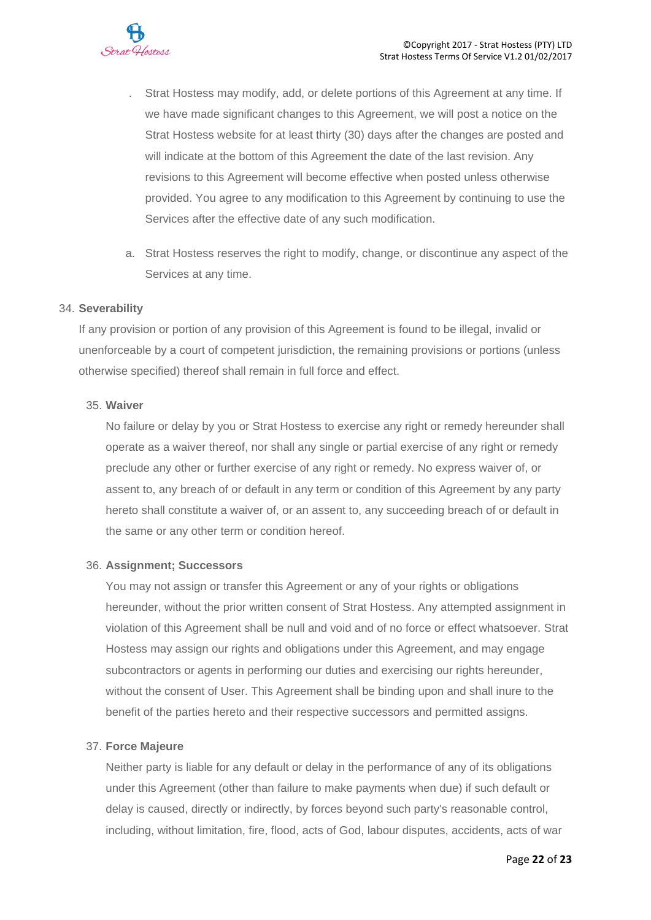. Strat Hostess may modify, add, or delete portions of this Agreement at any time. If we have made significant changes to this Agreement, we will post a notice on the Strat Hostess website for at least thirty (30) days after the changes are posted and will indicate at the bottom of this Agreement the date of the last revision. Any revisions to this Agreement will become effective when posted unless otherwise provided. You agree to any modification to this Agreement by continuing to use the Services after the effective date of any such modification.

a. Strat Hostess reserves the right to modify, change, or discontinue any aspect of the Services at any time.

34. **Severability**

If any provision or portion of any provision of this Agreement is found to be illegal, invalid or unenforceable by a court of competent jurisdiction, the remaining provisions or portions (unless otherwise specified) thereof shall remain in full force and effect.

35. **Waiver**

No failure or delay by you or Strat Hostess to exercise any right or remedy hereunder shall operate as a waiver thereof, nor shall any single or partial exercise of any right or remedy preclude any other or further exercise of any right or remedy. No express waiver of, or assent to, any breach of or default in any term or condition of this Agreement by any party hereto shall constitute a waiver of, or an assent to, any succeeding breach of or default in the same or any other term or condition hereof.

36. **Assignment; Successors**

You may not assign or transfer this Agreement or any of your rights or obligations hereunder, without the prior written consent of Strat Hostess. Any attempted assignment in violation of this Agreement shall be null and void and of no force or effect whatsoever. Strat Hostess may assign our rights and obligations under this Agreement, and may engage subcontractors or agents in performing our duties and exercising our rights hereunder, without the consent of User. This Agreement shall be binding upon and shall inure to the benefit of the parties hereto and their respective successors and permitted assigns.

37. **Force Majeure**

Neither party is liable for any default or delay in the performance of any of its obligations under this Agreement (other than failure to make payments when due) if such default or delay is caused, directly or indirectly, by forces beyond such party's reasonable control, including, without limitation, fire, flood, acts of God, labour disputes, accidents, acts of war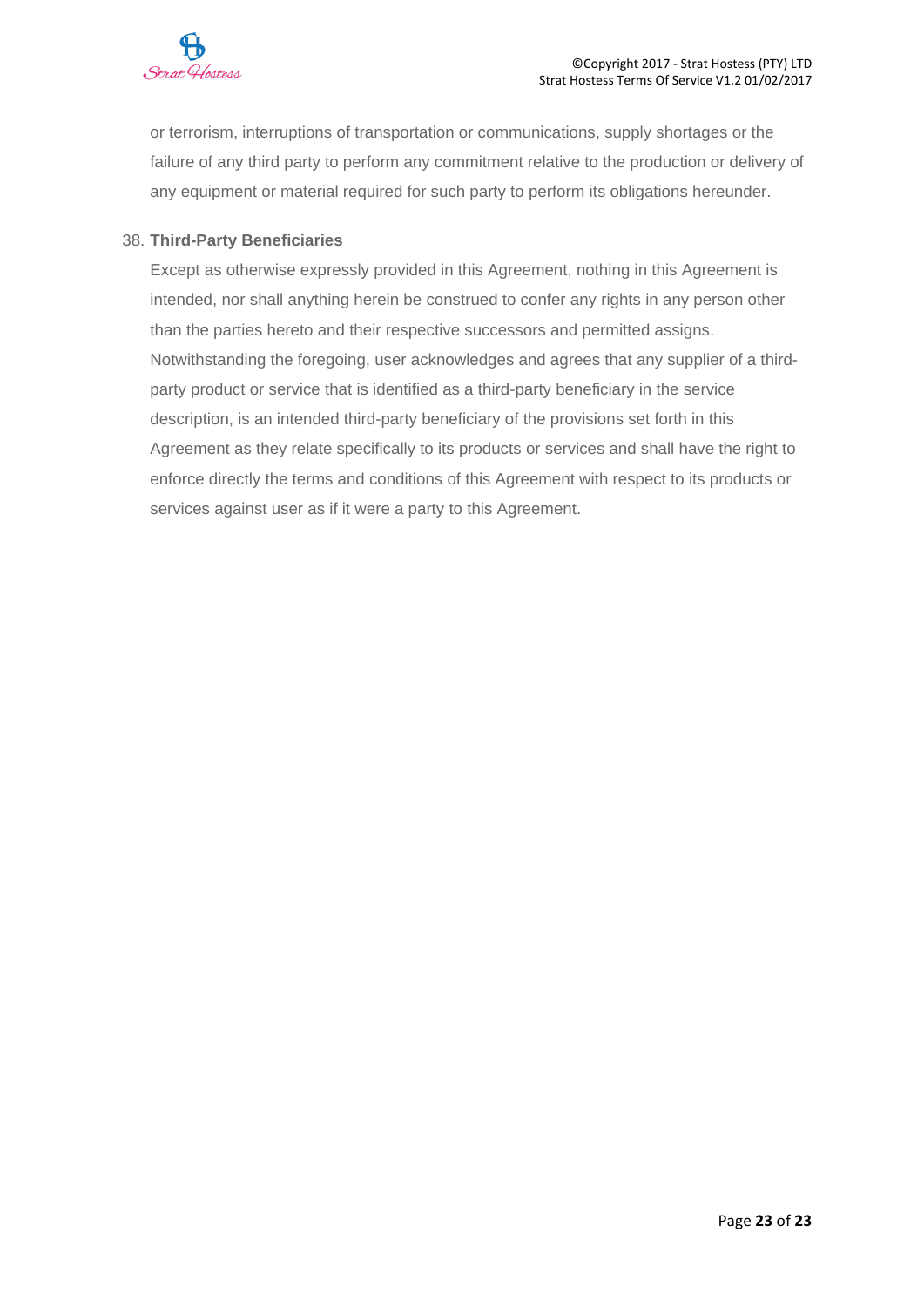or terrorism, interruptions of transportation or communications, supply shortages or the failure of any third party to perform any commitment relative to the production or delivery of any equipment or material required for such party to perform its obligations hereunder.

38. **Third-Party Beneficiaries**

Except as otherwise expressly provided in this Agreement, nothing in this Agreement is intended, nor shall anything herein be construed to confer any rights in any person other than the parties hereto and their respective successors and permitted assigns. Notwithstanding the foregoing, user acknowledges and agrees that any supplier of a third-party product or service that is identified as a third-party beneficiary in the service description, is an intended third-party beneficiary of the provisions set forth in this Agreement as they relate specifically to its products or services and shall have the right to enforce directly the terms and conditions of this Agreement with respect to its products or services against user as if it were a party to this Agreement.